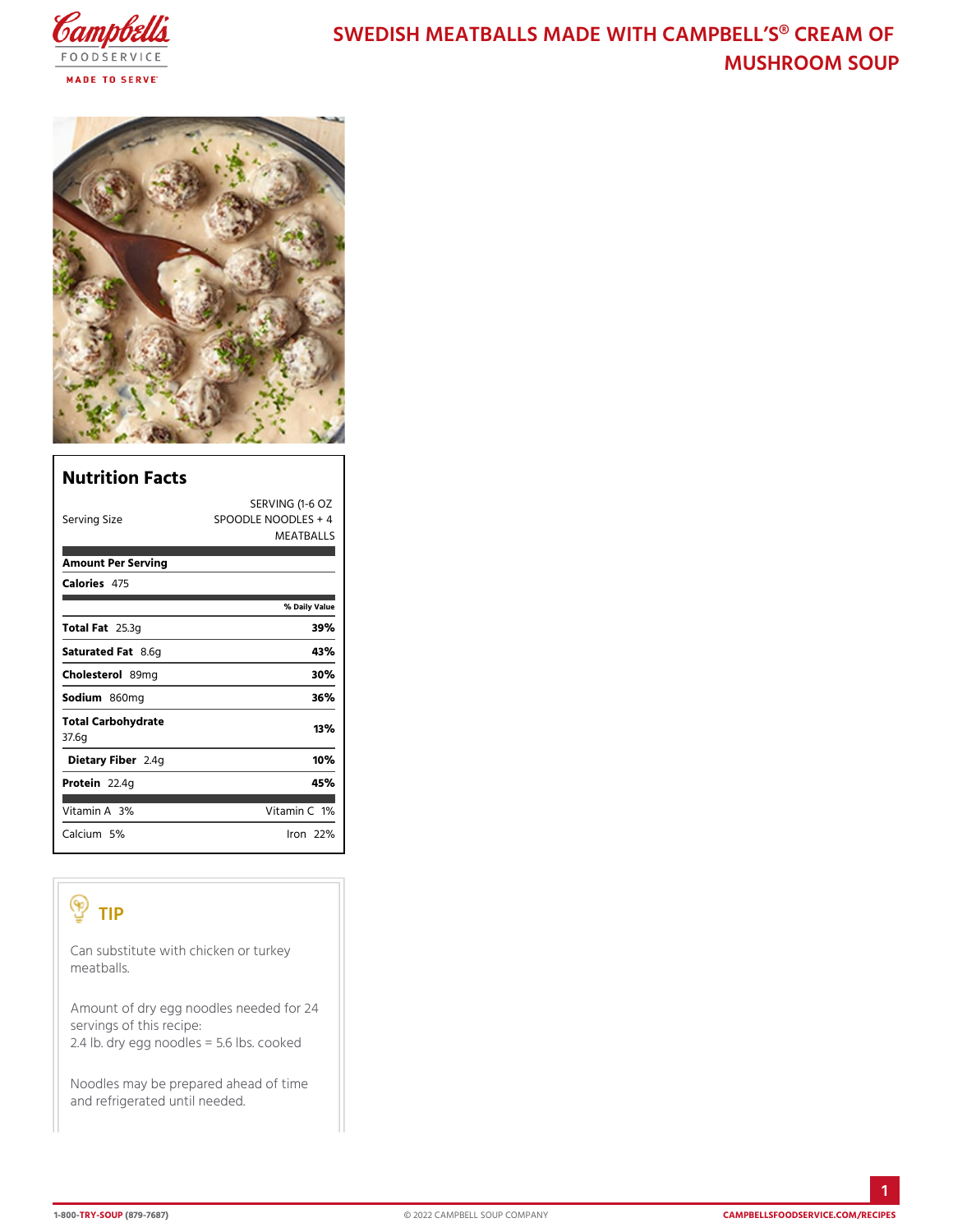# SWEDISH MEATBALLS MADE WITH CAMPBELL'S® CREAM OF MUSHROOM SOUP

## Nutrition Facts

| | |
|---|---|
| Serving Size | SERVING (1-6 OZ SPOODLE NOODLES + 4 MEATBALLS |
| **Amount Per Serving** | |
| **Calories** 475 | |
| | **% Daily Value** |
| **Total Fat** 25.3g | **39%** |
| **Saturated Fat** 8.6g | **43%** |
| **Cholesterol** 89mg | **30%** |
| **Sodium** 860mg | **36%** |
| **Total Carbohydrate** 37.6g | **13%** |
| **Dietary Fiber** 2.4g | **10%** |
| **Protein** 22.4g | **45%** |
| Vitamin A 3% | Vitamin C 1% |
| Calcium 5% | Iron 22% |

## TIP

Can substitute with chicken or turkey meatballs.

Amount of dry egg noodles needed for 24 servings of this recipe:
2.4 lb. dry egg noodles = 5.6 lbs. cooked

Noodles may be prepared ahead of time and refrigerated until needed.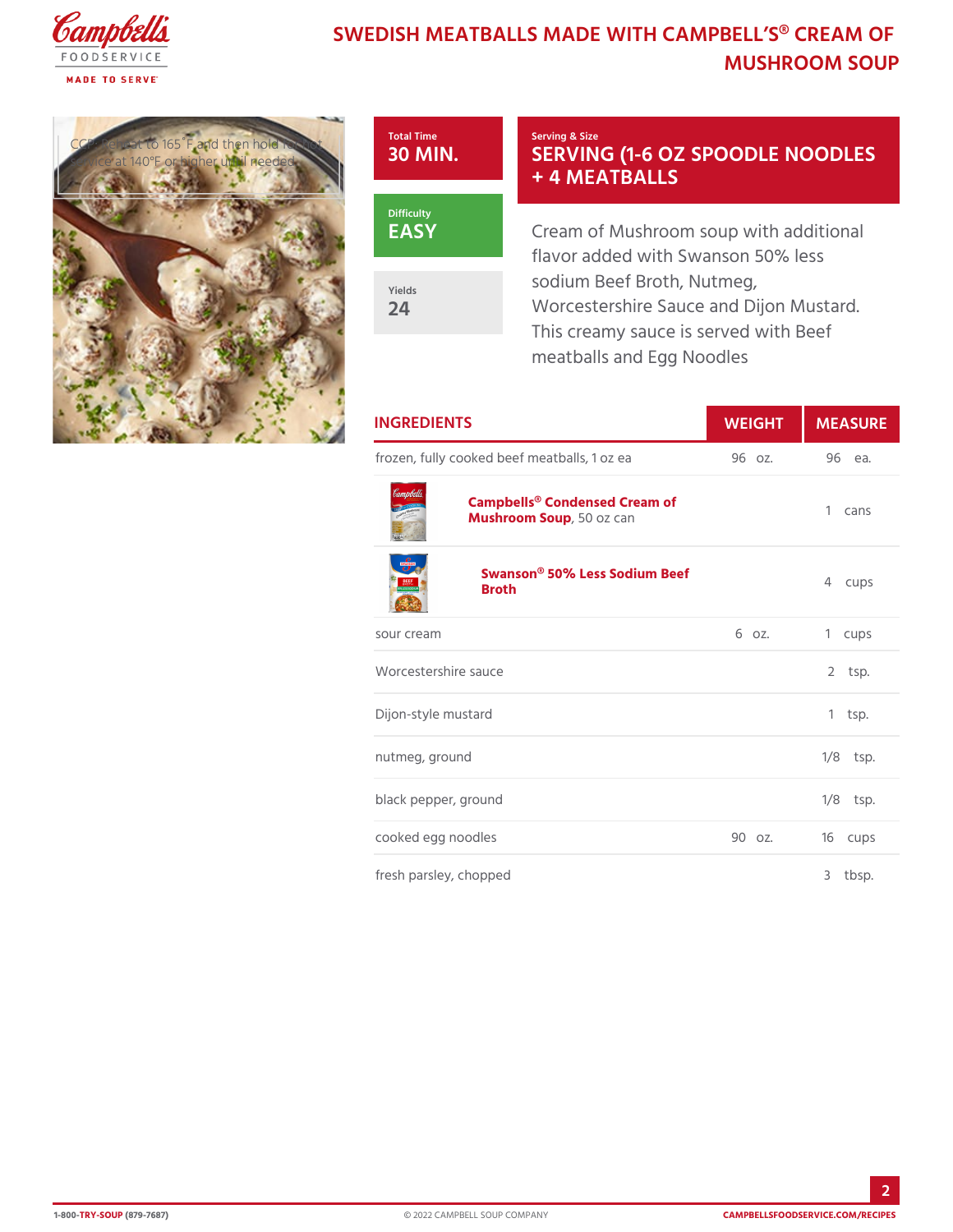# SWEDISH MEATBALLS MADE WITH CAMPBELL'S® CREAM OF MUSHROOM SOUP

CCP: Reheat to 165°F and then hold for hot service at 140°F or higher until needed.

**Total Time**
30 MIN.

**Difficulty**
EASY

**Yields**
24

**Serving & Size**
SERVING (1-6 OZ SPOODLE NOODLES + 4 MEATBALLS

Cream of Mushroom soup with additional flavor added with Swanson 50% less sodium Beef Broth, Nutmeg, Worcestershire Sauce and Dijon Mustard. This creamy sauce is served with Beef meatballs and Egg Noodles

| INGREDIENTS | WEIGHT | MEASURE |
|---|---|---|
| frozen, fully cooked beef meatballs, 1 oz ea | 96 oz. | 96 ea. |
| **Campbells® Condensed Cream of Mushroom Soup**, 50 oz can | | 1 cans |
| **Swanson® 50% Less Sodium Beef Broth** | | 4 cups |
| sour cream | 6 oz. | 1 cups |
| Worcestershire sauce | | 2 tsp. |
| Dijon-style mustard | | 1 tsp. |
| nutmeg, ground | | 1/8 tsp. |
| black pepper, ground | | 1/8 tsp. |
| cooked egg noodles | 90 oz. | 16 cups |
| fresh parsley, chopped | | 3 tbsp. |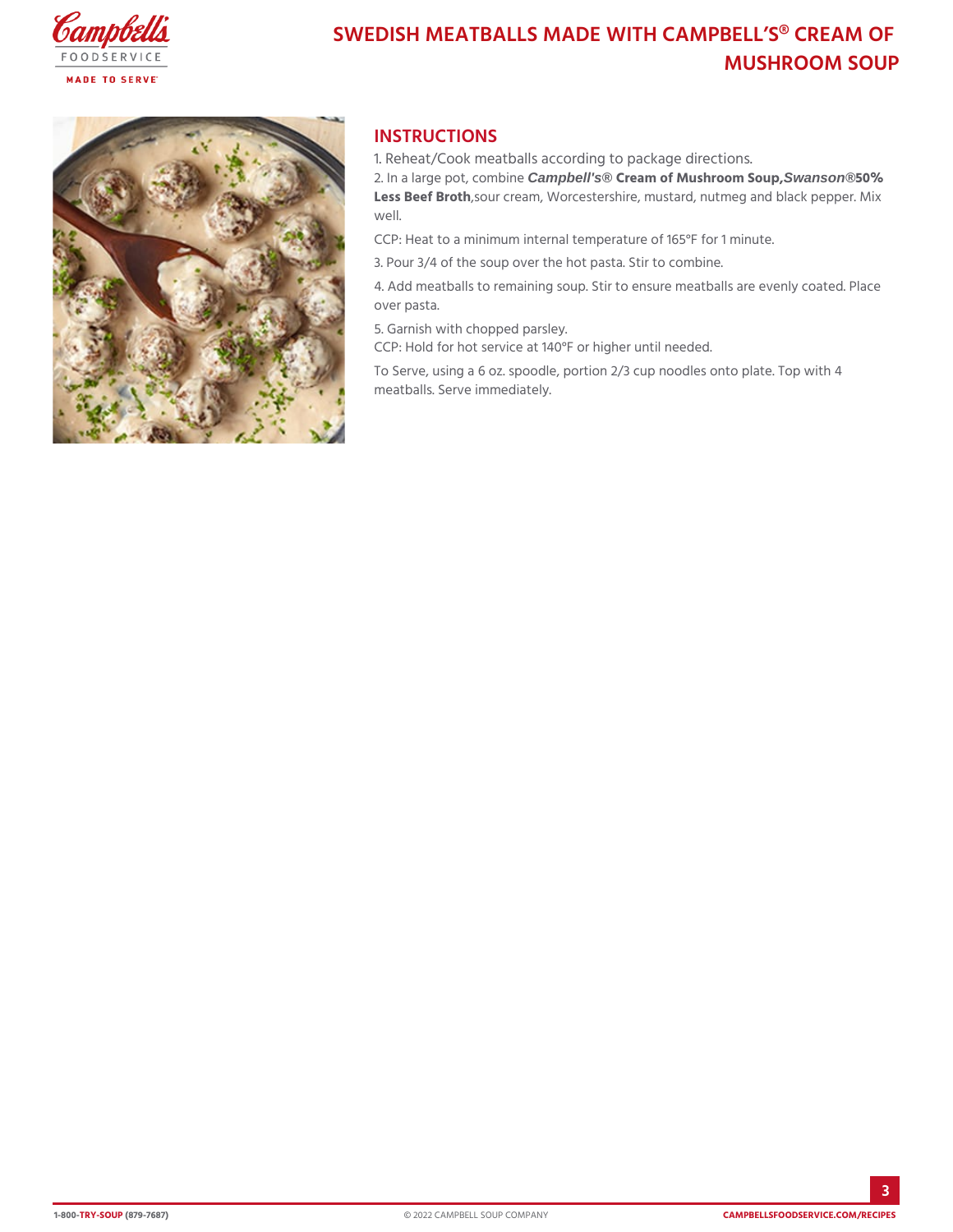## INSTRUCTIONS

1. Reheat/Cook meatballs according to package directions.
2. In a large pot, combine ***Campbell's*® Cream of Mushroom Soup,** ***Swanson*®50% Less Beef Broth**,sour cream, Worcestershire, mustard, nutmeg and black pepper. Mix well.

CCP: Heat to a minimum internal temperature of 165°F for 1 minute.

3. Pour 3/4 of the soup over the hot pasta. Stir to combine.

4. Add meatballs to remaining soup. Stir to ensure meatballs are evenly coated. Place over pasta.

5. Garnish with chopped parsley.

CCP: Hold for hot service at 140°F or higher until needed.

To Serve, using a 6 oz. spoodle, portion 2/3 cup noodles onto plate. Top with 4 meatballs. Serve immediately.